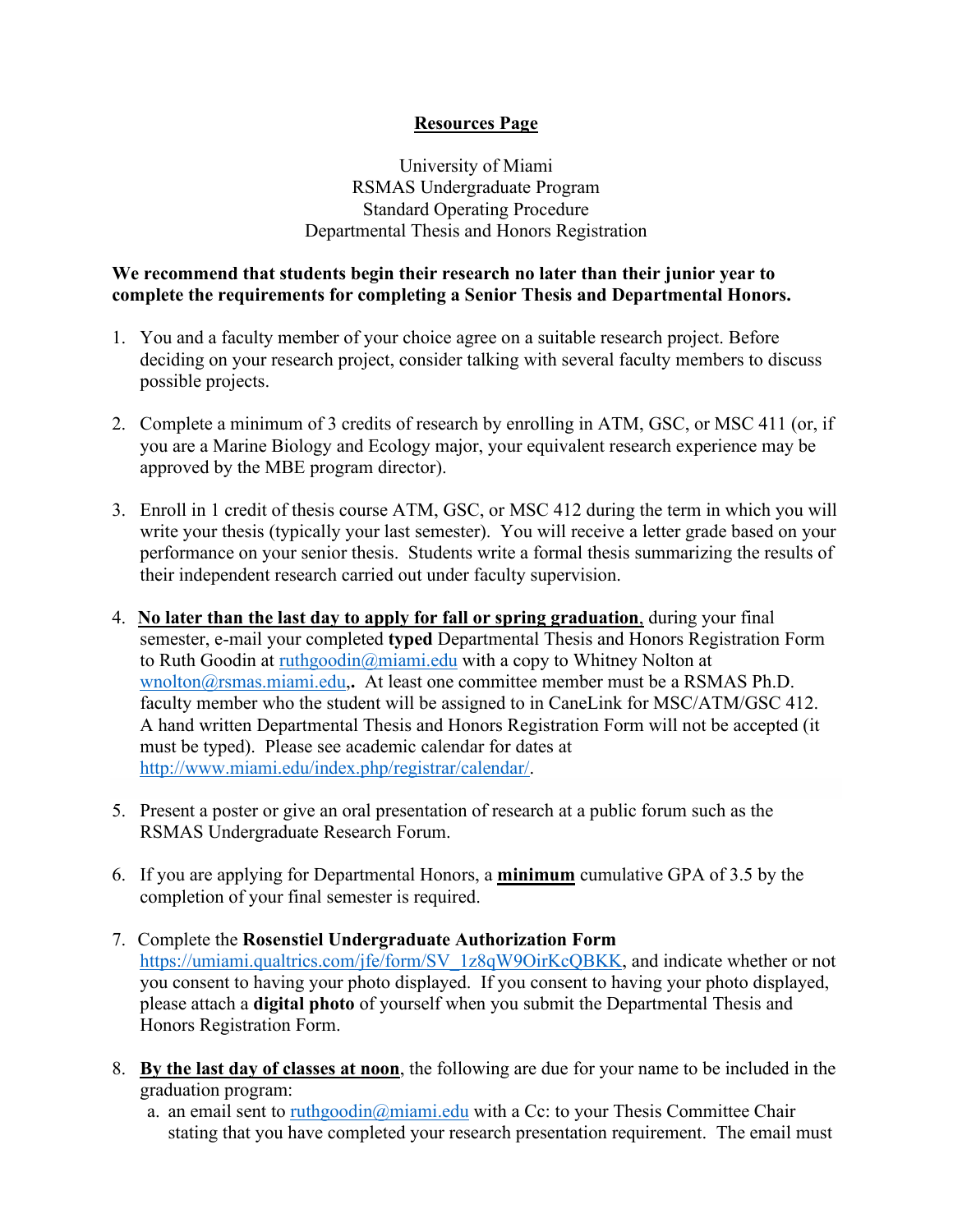<u>**Resources Page**</u>

University of Miami
RSMAS Undergraduate Program
Standard Operating Procedure
Departmental Thesis and Honors Registration

**We recommend that students begin their research no later than their junior year to complete the requirements for completing a Senior Thesis and Departmental Honors.**

1. You and a faculty member of your choice agree on a suitable research project. Before deciding on your research project, consider talking with several faculty members to discuss possible projects.

2. Complete a minimum of 3 credits of research by enrolling in ATM, GSC, or MSC 411 (or, if you are a Marine Biology and Ecology major, your equivalent research experience may be approved by the MBE program director).

3. Enroll in 1 credit of thesis course ATM, GSC, or MSC 412 during the term in which you will write your thesis (typically your last semester). You will receive a letter grade based on your performance on your senior thesis. Students write a formal thesis summarizing the results of their independent research carried out under faculty supervision.

4. <u>**No later than the last day to apply for fall or spring graduation**</u>, during your final semester, e-mail your completed **typed** Departmental Thesis and Honors Registration Form to Ruth Goodin at ruthgoodin@miami.edu with a copy to Whitney Nolton at wnolton@rsmas.miami.edu,**.** At least one committee member must be a RSMAS Ph.D. faculty member who the student will be assigned to in CaneLink for MSC/ATM/GSC 412. A hand written Departmental Thesis and Honors Registration Form will not be accepted (it must be typed). Please see academic calendar for dates at http://www.miami.edu/index.php/registrar/calendar/.

5. Present a poster or give an oral presentation of research at a public forum such as the RSMAS Undergraduate Research Forum.

6. If you are applying for Departmental Honors, a <u>**minimum**</u> cumulative GPA of 3.5 by the completion of your final semester is required.

7. Complete the **Rosenstiel Undergraduate Authorization Form** https://umiami.qualtrics.com/jfe/form/SV_1z8qW9OirKcQBKK, and indicate whether or not you consent to having your photo displayed. If you consent to having your photo displayed, please attach a **digital photo** of yourself when you submit the Departmental Thesis and Honors Registration Form.

8. <u>**By the last day of classes at noon**</u>, the following are due for your name to be included in the graduation program:
   a. an email sent to ruthgoodin@miami.edu with a Cc: to your Thesis Committee Chair stating that you have completed your research presentation requirement. The email must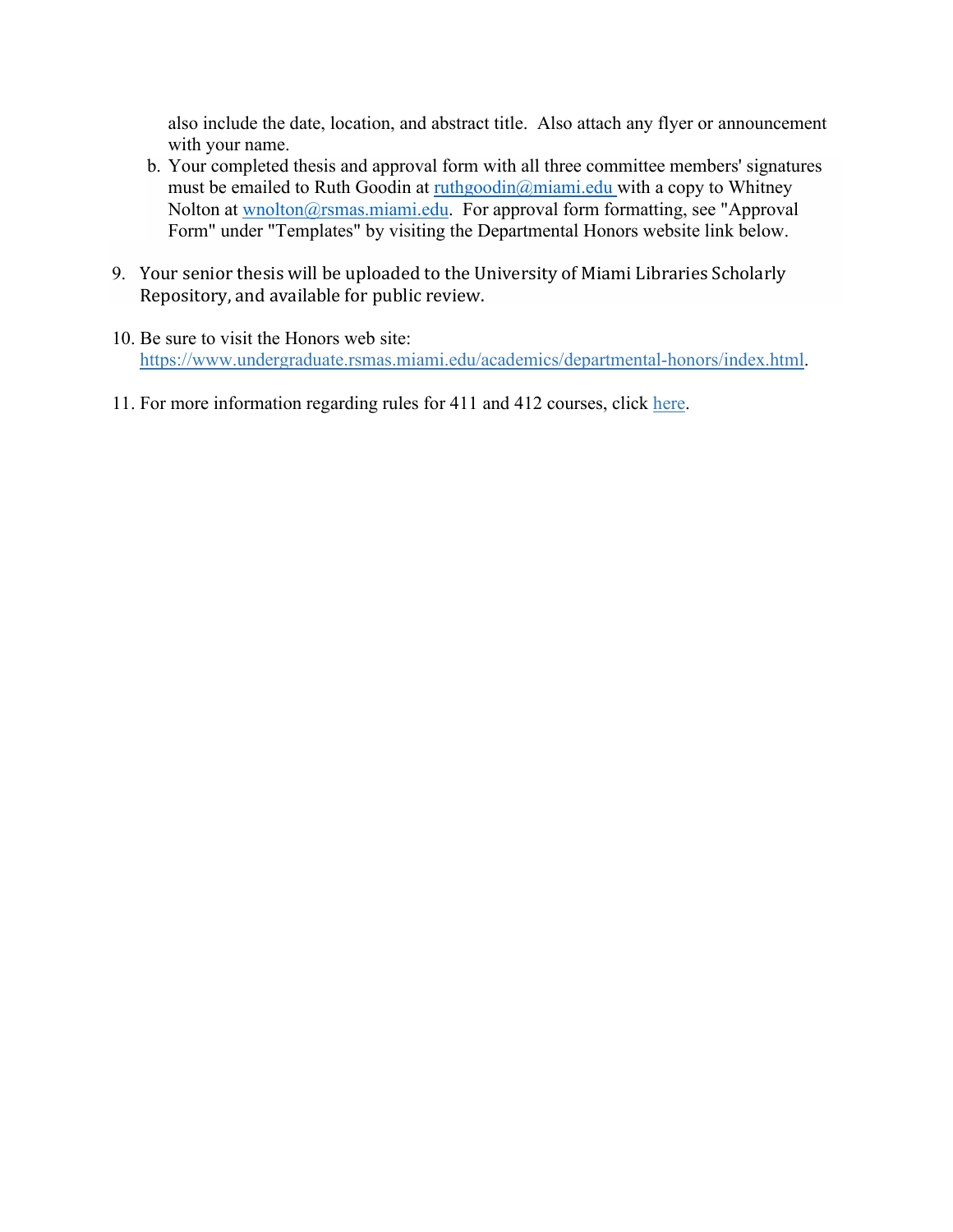also include the date, location, and abstract title. Also attach any flyer or announcement with your name.

b. Your completed thesis and approval form with all three committee members' signatures must be emailed to Ruth Goodin at ruthgoodin@miami.edu with a copy to Whitney Nolton at wnolton@rsmas.miami.edu. For approval form formatting, see "Approval Form" under "Templates" by visiting the Departmental Honors website link below.

9. Your senior thesis will be uploaded to the University of Miami Libraries Scholarly Repository, and available for public review.

10. Be sure to visit the Honors web site: https://www.undergraduate.rsmas.miami.edu/academics/departmental-honors/index.html.

11. For more information regarding rules for 411 and 412 courses, click here.